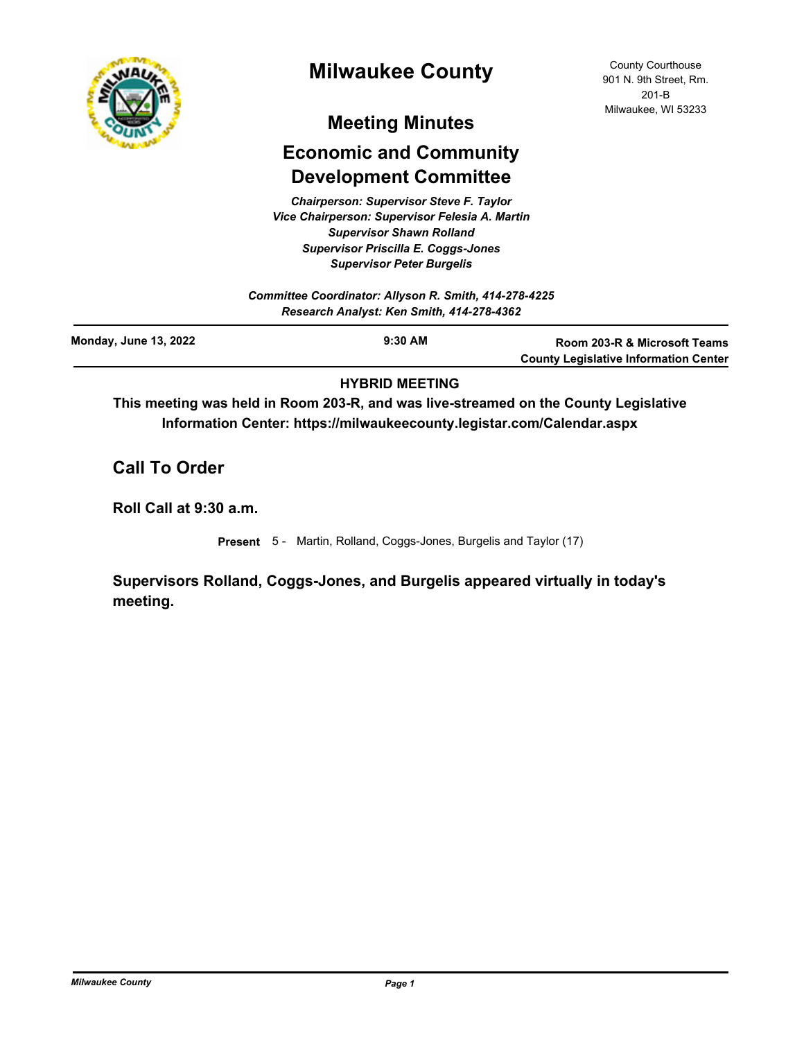# Milwaukee County

County Courthouse
901 N. 9th Street, Rm. 201-B
Milwaukee, WI 53233

## Meeting Minutes

## Economic and Community Development Committee

*Chairperson: Supervisor Steve F. Taylor*
*Vice Chairperson: Supervisor Felesia A. Martin*
*Supervisor Shawn Rolland*
*Supervisor Priscilla E. Coggs-Jones*
*Supervisor Peter Burgelis*

*Committee Coordinator: Allyson R. Smith, 414-278-4225*
*Research Analyst: Ken Smith, 414-278-4362*

**Monday, June 13, 2022** | **9:30 AM** | **Room 203-R & Microsoft Teams County Legislative Information Center**

**HYBRID MEETING**

**This meeting was held in Room 203-R, and was live-streamed on the County Legislative Information Center: https://milwaukeecounty.legistar.com/Calendar.aspx**

## Call To Order

### Roll Call at 9:30 a.m.

**Present** 5 - Martin, Rolland, Coggs-Jones, Burgelis and Taylor (17)

**Supervisors Rolland, Coggs-Jones, and Burgelis appeared virtually in today's meeting.**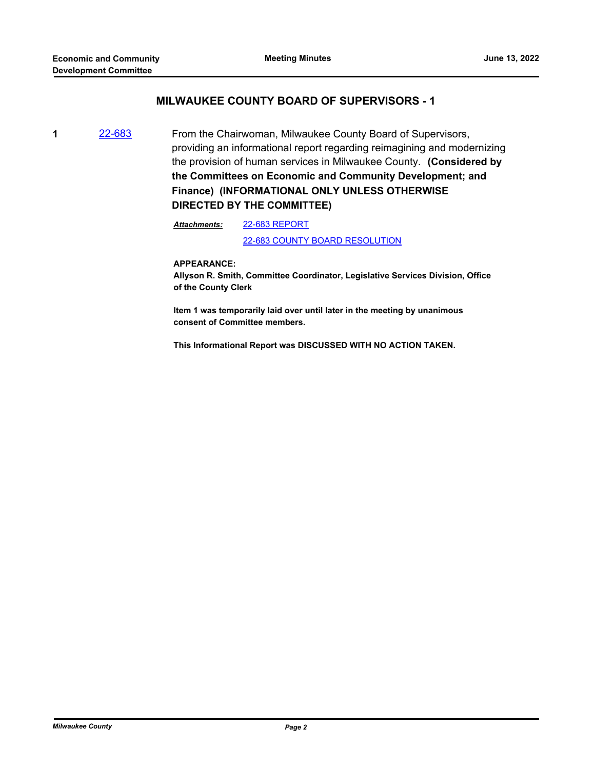## MILWAUKEE COUNTY BOARD OF SUPERVISORS - 1

**1** 22-683 From the Chairwoman, Milwaukee County Board of Supervisors, providing an informational report regarding reimagining and modernizing the provision of human services in Milwaukee County. **(Considered by the Committees on Economic and Community Development; and Finance) (INFORMATIONAL ONLY UNLESS OTHERWISE DIRECTED BY THE COMMITTEE)**

***Attachments:*** 22-683 REPORT

22-683 COUNTY BOARD RESOLUTION

**APPEARANCE:**

**Allyson R. Smith, Committee Coordinator, Legislative Services Division, Office of the County Clerk**

**Item 1 was temporarily laid over until later in the meeting by unanimous consent of Committee members.**

**This Informational Report was DISCUSSED WITH NO ACTION TAKEN.**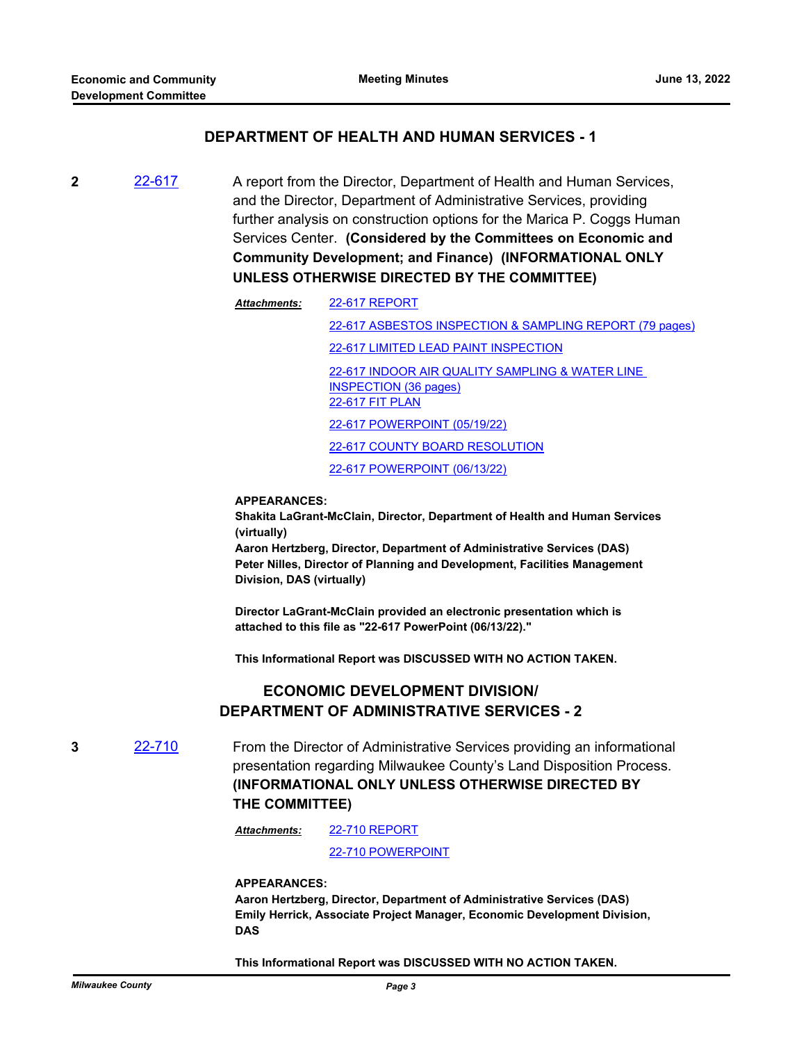## DEPARTMENT OF HEALTH AND HUMAN SERVICES - 1

**2** [22-617](22-617)

A report from the Director, Department of Health and Human Services, and the Director, Department of Administrative Services, providing further analysis on construction options for the Marica P. Coggs Human Services Center. **(Considered by the Committees on Economic and Community Development; and Finance) (INFORMATIONAL ONLY UNLESS OTHERWISE DIRECTED BY THE COMMITTEE)**

***Attachments:***
- 22-617 REPORT
- 22-617 ASBESTOS INSPECTION & SAMPLING REPORT (79 pages)
- 22-617 LIMITED LEAD PAINT INSPECTION
- 22-617 INDOOR AIR QUALITY SAMPLING & WATER LINE INSPECTION (36 pages)
- 22-617 FIT PLAN
- 22-617 POWERPOINT (05/19/22)
- 22-617 COUNTY BOARD RESOLUTION
- 22-617 POWERPOINT (06/13/22)

**APPEARANCES:**
**Shakita LaGrant-McClain, Director, Department of Health and Human Services (virtually)**
**Aaron Hertzberg, Director, Department of Administrative Services (DAS)**
**Peter Nilles, Director of Planning and Development, Facilities Management Division, DAS (virtually)**

**Director LaGrant-McClain provided an electronic presentation which is attached to this file as "22-617 PowerPoint (06/13/22)."**

**This Informational Report was DISCUSSED WITH NO ACTION TAKEN.**

## ECONOMIC DEVELOPMENT DIVISION/ DEPARTMENT OF ADMINISTRATIVE SERVICES - 2

**3** [22-710](22-710)

From the Director of Administrative Services providing an informational presentation regarding Milwaukee County's Land Disposition Process. **(INFORMATIONAL ONLY UNLESS OTHERWISE DIRECTED BY THE COMMITTEE)**

***Attachments:***
- 22-710 REPORT
- 22-710 POWERPOINT

**APPEARANCES:**
**Aaron Hertzberg, Director, Department of Administrative Services (DAS)**
**Emily Herrick, Associate Project Manager, Economic Development Division, DAS**

**This Informational Report was DISCUSSED WITH NO ACTION TAKEN.**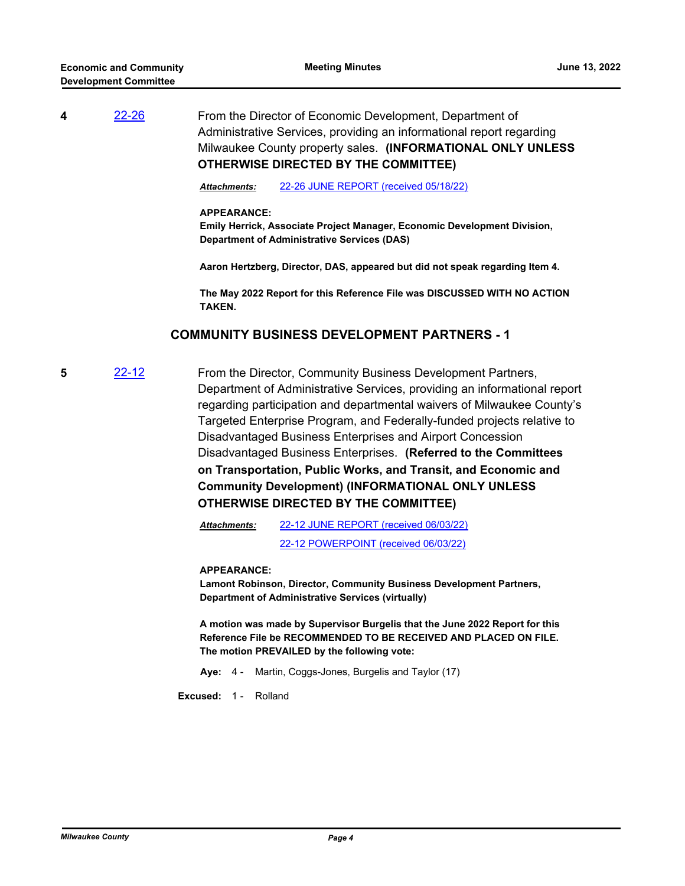**4** 22-26 From the Director of Economic Development, Department of Administrative Services, providing an informational report regarding Milwaukee County property sales. **(INFORMATIONAL ONLY UNLESS OTHERWISE DIRECTED BY THE COMMITTEE)**

***Attachments:*** 22-26 JUNE REPORT (received 05/18/22)

**APPEARANCE:**
**Emily Herrick, Associate Project Manager, Economic Development Division, Department of Administrative Services (DAS)**

**Aaron Hertzberg, Director, DAS, appeared but did not speak regarding Item 4.**

**The May 2022 Report for this Reference File was DISCUSSED WITH NO ACTION TAKEN.**

## COMMUNITY BUSINESS DEVELOPMENT PARTNERS - 1

**5** 22-12 From the Director, Community Business Development Partners, Department of Administrative Services, providing an informational report regarding participation and departmental waivers of Milwaukee County's Targeted Enterprise Program, and Federally-funded projects relative to Disadvantaged Business Enterprises and Airport Concession Disadvantaged Business Enterprises. **(Referred to the Committees on Transportation, Public Works, and Transit, and Economic and Community Development) (INFORMATIONAL ONLY UNLESS OTHERWISE DIRECTED BY THE COMMITTEE)**

***Attachments:*** 22-12 JUNE REPORT (received 06/03/22)
22-12 POWERPOINT (received 06/03/22)

**APPEARANCE:**
**Lamont Robinson, Director, Community Business Development Partners, Department of Administrative Services (virtually)**

**A motion was made by Supervisor Burgelis that the June 2022 Report for this Reference File be RECOMMENDED TO BE RECEIVED AND PLACED ON FILE. The motion PREVAILED by the following vote:**

**Aye:** 4 - Martin, Coggs-Jones, Burgelis and Taylor (17)

**Excused:** 1 - Rolland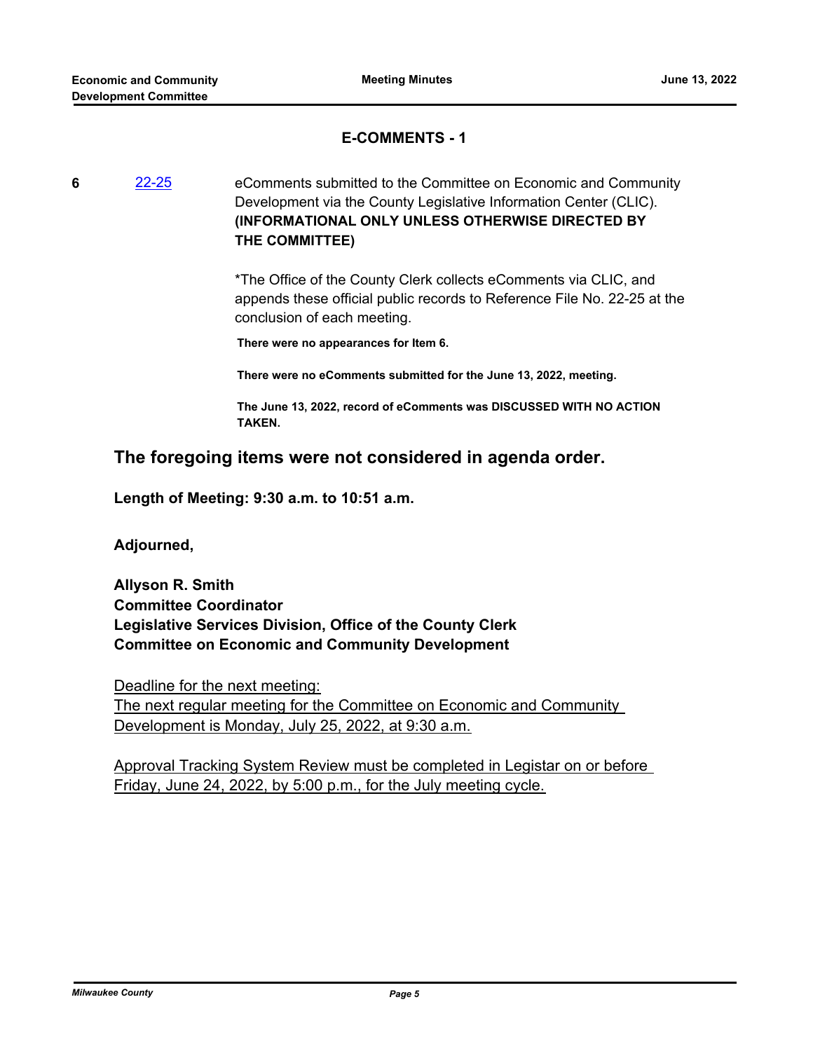## E-COMMENTS - 1

**6** [22-25](22-25)

eComments submitted to the Committee on Economic and Community Development via the County Legislative Information Center (CLIC). **(INFORMATIONAL ONLY UNLESS OTHERWISE DIRECTED BY THE COMMITTEE)**

*The Office of the County Clerk collects eComments via CLIC, and appends these official public records to Reference File No. 22-25 at the conclusion of each meeting.

**There were no appearances for Item 6.**

**There were no eComments submitted for the June 13, 2022, meeting.**

**The June 13, 2022, record of eComments was DISCUSSED WITH NO ACTION TAKEN.**

## The foregoing items were not considered in agenda order.

**Length of Meeting: 9:30 a.m. to 10:51 a.m.**

**Adjourned,**

**Allyson R. Smith**
**Committee Coordinator**
**Legislative Services Division, Office of the County Clerk**
**Committee on Economic and Community Development**

Deadline for the next meeting:
The next regular meeting for the Committee on Economic and Community Development is Monday, July 25, 2022, at 9:30 a.m.

Approval Tracking System Review must be completed in Legistar on or before Friday, June 24, 2022, by 5:00 p.m., for the July meeting cycle.